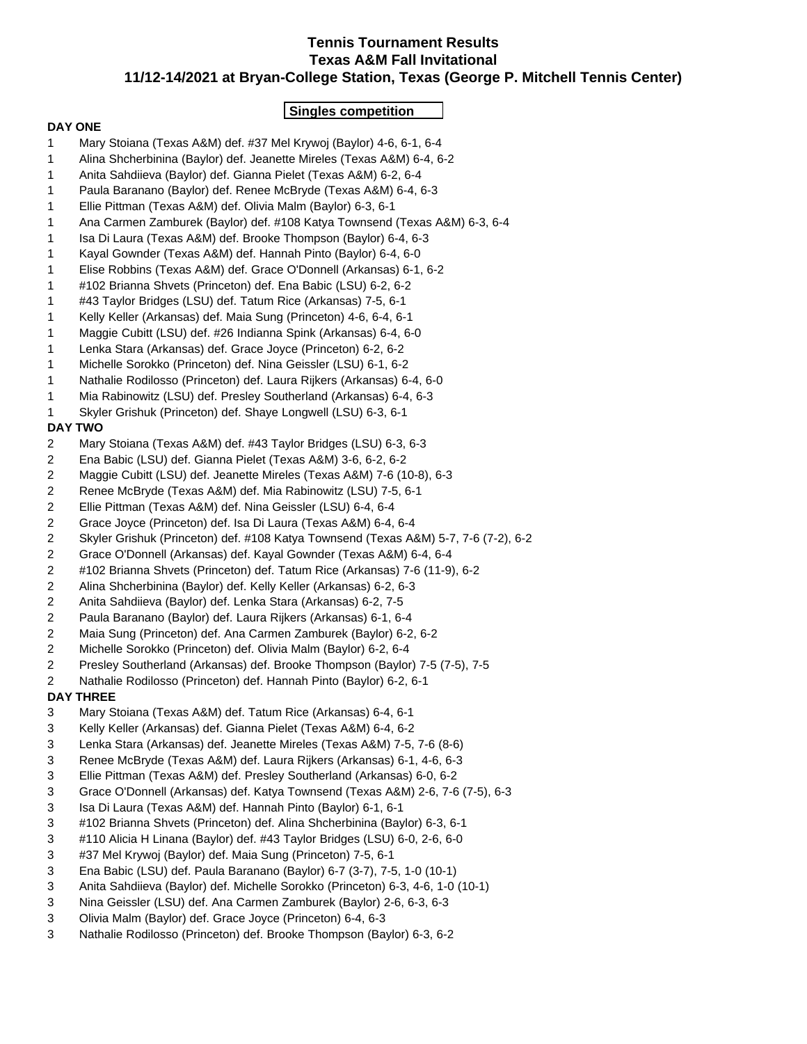# Tennis Tournament Results
# Texas A&M Fall Invitational
# 11/12-14/2021 at Bryan-College Station, Texas (George P. Mitchell Tennis Center)

## Singles competition

**DAY ONE**

1 Mary Stoiana (Texas A&M) def. #37 Mel Krywoj (Baylor) 4-6, 6-1, 6-4
1 Alina Shcherbinina (Baylor) def. Jeanette Mireles (Texas A&M) 6-4, 6-2
1 Anita Sahdiieva (Baylor) def. Gianna Pielet (Texas A&M) 6-2, 6-4
1 Paula Baranano (Baylor) def. Renee McBryde (Texas A&M) 6-4, 6-3
1 Ellie Pittman (Texas A&M) def. Olivia Malm (Baylor) 6-3, 6-1
1 Ana Carmen Zamburek (Baylor) def. #108 Katya Townsend (Texas A&M) 6-3, 6-4
1 Isa Di Laura (Texas A&M) def. Brooke Thompson (Baylor) 6-4, 6-3
1 Kayal Gownder (Texas A&M) def. Hannah Pinto (Baylor) 6-4, 6-0
1 Elise Robbins (Texas A&M) def. Grace O'Donnell (Arkansas) 6-1, 6-2
1 #102 Brianna Shvets (Princeton) def. Ena Babic (LSU) 6-2, 6-2
1 #43 Taylor Bridges (LSU) def. Tatum Rice (Arkansas) 7-5, 6-1
1 Kelly Keller (Arkansas) def. Maia Sung (Princeton) 4-6, 6-4, 6-1
1 Maggie Cubitt (LSU) def. #26 Indianna Spink (Arkansas) 6-4, 6-0
1 Lenka Stara (Arkansas) def. Grace Joyce (Princeton) 6-2, 6-2
1 Michelle Sorokko (Princeton) def. Nina Geissler (LSU) 6-1, 6-2
1 Nathalie Rodilosso (Princeton) def. Laura Rijkers (Arkansas) 6-4, 6-0
1 Mia Rabinowitz (LSU) def. Presley Southerland (Arkansas) 6-4, 6-3
1 Skyler Grishuk (Princeton) def. Shaye Longwell (LSU) 6-3, 6-1

**DAY TWO**

2 Mary Stoiana (Texas A&M) def. #43 Taylor Bridges (LSU) 6-3, 6-3
2 Ena Babic (LSU) def. Gianna Pielet (Texas A&M) 3-6, 6-2, 6-2
2 Maggie Cubitt (LSU) def. Jeanette Mireles (Texas A&M) 7-6 (10-8), 6-3
2 Renee McBryde (Texas A&M) def. Mia Rabinowitz (LSU) 7-5, 6-1
2 Ellie Pittman (Texas A&M) def. Nina Geissler (LSU) 6-4, 6-4
2 Grace Joyce (Princeton) def. Isa Di Laura (Texas A&M) 6-4, 6-4
2 Skyler Grishuk (Princeton) def. #108 Katya Townsend (Texas A&M) 5-7, 7-6 (7-2), 6-2
2 Grace O'Donnell (Arkansas) def. Kayal Gownder (Texas A&M) 6-4, 6-4
2 #102 Brianna Shvets (Princeton) def. Tatum Rice (Arkansas) 7-6 (11-9), 6-2
2 Alina Shcherbinina (Baylor) def. Kelly Keller (Arkansas) 6-2, 6-3
2 Anita Sahdiieva (Baylor) def. Lenka Stara (Arkansas) 6-2, 7-5
2 Paula Baranano (Baylor) def. Laura Rijkers (Arkansas) 6-1, 6-4
2 Maia Sung (Princeton) def. Ana Carmen Zamburek (Baylor) 6-2, 6-2
2 Michelle Sorokko (Princeton) def. Olivia Malm (Baylor) 6-2, 6-4
2 Presley Southerland (Arkansas) def. Brooke Thompson (Baylor) 7-5 (7-5), 7-5
2 Nathalie Rodilosso (Princeton) def. Hannah Pinto (Baylor) 6-2, 6-1

**DAY THREE**

3 Mary Stoiana (Texas A&M) def. Tatum Rice (Arkansas) 6-4, 6-1
3 Kelly Keller (Arkansas) def. Gianna Pielet (Texas A&M) 6-4, 6-2
3 Lenka Stara (Arkansas) def. Jeanette Mireles (Texas A&M) 7-5, 7-6 (8-6)
3 Renee McBryde (Texas A&M) def. Laura Rijkers (Arkansas) 6-1, 4-6, 6-3
3 Ellie Pittman (Texas A&M) def. Presley Southerland (Arkansas) 6-0, 6-2
3 Grace O'Donnell (Arkansas) def. Katya Townsend (Texas A&M) 2-6, 7-6 (7-5), 6-3
3 Isa Di Laura (Texas A&M) def. Hannah Pinto (Baylor) 6-1, 6-1
3 #102 Brianna Shvets (Princeton) def. Alina Shcherbinina (Baylor) 6-3, 6-1
3 #110 Alicia H Linana (Baylor) def. #43 Taylor Bridges (LSU) 6-0, 2-6, 6-0
3 #37 Mel Krywoj (Baylor) def. Maia Sung (Princeton) 7-5, 6-1
3 Ena Babic (LSU) def. Paula Baranano (Baylor) 6-7 (3-7), 7-5, 1-0 (10-1)
3 Anita Sahdiieva (Baylor) def. Michelle Sorokko (Princeton) 6-3, 4-6, 1-0 (10-1)
3 Nina Geissler (LSU) def. Ana Carmen Zamburek (Baylor) 2-6, 6-3, 6-3
3 Olivia Malm (Baylor) def. Grace Joyce (Princeton) 6-4, 6-3
3 Nathalie Rodilosso (Princeton) def. Brooke Thompson (Baylor) 6-3, 6-2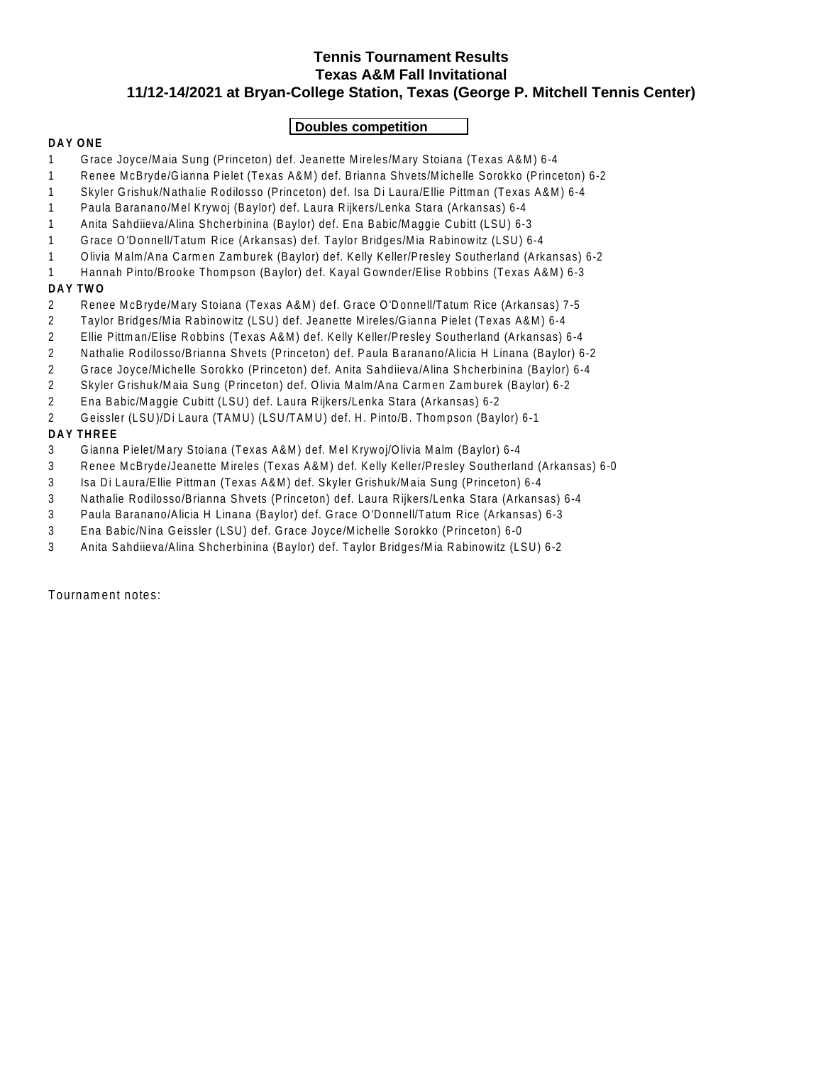**Tennis Tournament Results**
**Texas A&M Fall Invitational**
**11/12-14/2021 at Bryan-College Station, Texas (George P. Mitchell Tennis Center)**

**Doubles competition**

**DAY ONE**

| | |
|---|---|
| 1 | Grace Joyce/Maia Sung (Princeton) def. Jeanette Mireles/Mary Stoiana (Texas A&M) 6-4 |
| 1 | Renee McBryde/Gianna Pielet (Texas A&M) def. Brianna Shvets/Michelle Sorokko (Princeton) 6-2 |
| 1 | Skyler Grishuk/Nathalie Rodilosso (Princeton) def. Isa Di Laura/Ellie Pittman (Texas A&M) 6-4 |
| 1 | Paula Baranano/Mel Krywoj (Baylor) def. Laura Rijkers/Lenka Stara (Arkansas) 6-4 |
| 1 | Anita Sahdiieva/Alina Shcherbinina (Baylor) def. Ena Babic/Maggie Cubitt (LSU) 6-3 |
| 1 | Grace O'Donnell/Tatum Rice (Arkansas) def. Taylor Bridges/Mia Rabinowitz (LSU) 6-4 |
| 1 | Olivia Malm/Ana Carmen Zamburek (Baylor) def. Kelly Keller/Presley Southerland (Arkansas) 6-2 |
| 1 | Hannah Pinto/Brooke Thompson (Baylor) def. Kayal Gownder/Elise Robbins (Texas A&M) 6-3 |

**DAY TWO**

| | |
|---|---|
| 2 | Renee McBryde/Mary Stoiana (Texas A&M) def. Grace O'Donnell/Tatum Rice (Arkansas) 7-5 |
| 2 | Taylor Bridges/Mia Rabinowitz (LSU) def. Jeanette Mireles/Gianna Pielet (Texas A&M) 6-4 |
| 2 | Ellie Pittman/Elise Robbins (Texas A&M) def. Kelly Keller/Presley Southerland (Arkansas) 6-4 |
| 2 | Nathalie Rodilosso/Brianna Shvets (Princeton) def. Paula Baranano/Alicia H Linana (Baylor) 6-2 |
| 2 | Grace Joyce/Michelle Sorokko (Princeton) def. Anita Sahdiieva/Alina Shcherbinina (Baylor) 6-4 |
| 2 | Skyler Grishuk/Maia Sung (Princeton) def. Olivia Malm/Ana Carmen Zamburek (Baylor) 6-2 |
| 2 | Ena Babic/Maggie Cubitt (LSU) def. Laura Rijkers/Lenka Stara (Arkansas) 6-2 |
| 2 | Geissler (LSU)/Di Laura (TAMU) (LSU/TAMU) def. H. Pinto/B. Thompson (Baylor) 6-1 |

**DAY THREE**

| | |
|---|---|
| 3 | Gianna Pielet/Mary Stoiana (Texas A&M) def. Mel Krywoj/Olivia Malm (Baylor) 6-4 |
| 3 | Renee McBryde/Jeanette Mireles (Texas A&M) def. Kelly Keller/Presley Southerland (Arkansas) 6-0 |
| 3 | Isa Di Laura/Ellie Pittman (Texas A&M) def. Skyler Grishuk/Maia Sung (Princeton) 6-4 |
| 3 | Nathalie Rodilosso/Brianna Shvets (Princeton) def. Laura Rijkers/Lenka Stara (Arkansas) 6-4 |
| 3 | Paula Baranano/Alicia H Linana (Baylor) def. Grace O'Donnell/Tatum Rice (Arkansas) 6-3 |
| 3 | Ena Babic/Nina Geissler (LSU) def. Grace Joyce/Michelle Sorokko (Princeton) 6-0 |
| 3 | Anita Sahdiieva/Alina Shcherbinina (Baylor) def. Taylor Bridges/Mia Rabinowitz (LSU) 6-2 |

Tournament notes: